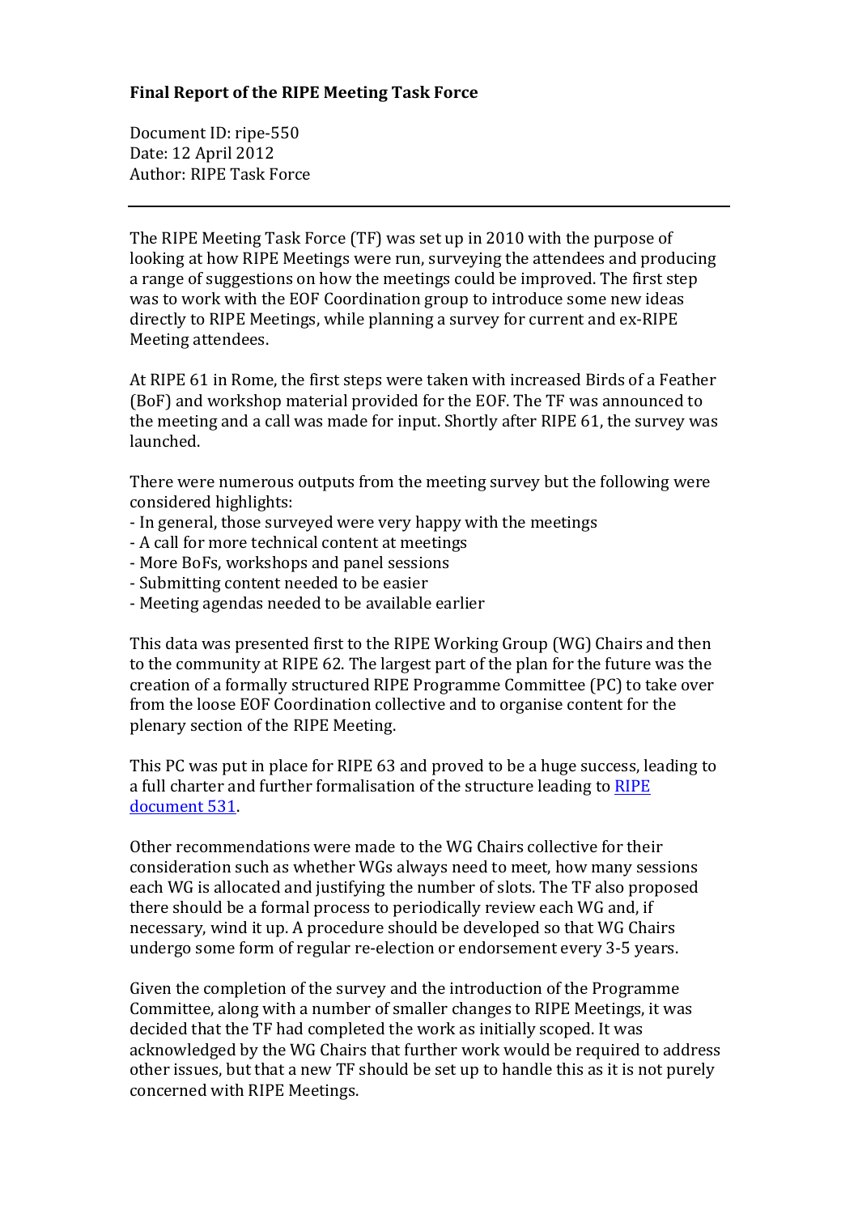**Final Report of the RIPE Meeting Task Force**

Document ID: ripe-550
Date: 12 April 2012
Author: RIPE Task Force

---

The RIPE Meeting Task Force (TF) was set up in 2010 with the purpose of looking at how RIPE Meetings were run, surveying the attendees and producing a range of suggestions on how the meetings could be improved. The first step was to work with the EOF Coordination group to introduce some new ideas directly to RIPE Meetings, while planning a survey for current and ex-RIPE Meeting attendees.

At RIPE 61 in Rome, the first steps were taken with increased Birds of a Feather (BoF) and workshop material provided for the EOF. The TF was announced to the meeting and a call was made for input. Shortly after RIPE 61, the survey was launched.

There were numerous outputs from the meeting survey but the following were considered highlights:

- In general, those surveyed were very happy with the meetings
- A call for more technical content at meetings
- More BoFs, workshops and panel sessions
- Submitting content needed to be easier
- Meeting agendas needed to be available earlier

This data was presented first to the RIPE Working Group (WG) Chairs and then to the community at RIPE 62. The largest part of the plan for the future was the creation of a formally structured RIPE Programme Committee (PC) to take over from the loose EOF Coordination collective and to organise content for the plenary section of the RIPE Meeting.

This PC was put in place for RIPE 63 and proved to be a huge success, leading to a full charter and further formalisation of the structure leading to [RIPE document 531].

Other recommendations were made to the WG Chairs collective for their consideration such as whether WGs always need to meet, how many sessions each WG is allocated and justifying the number of slots. The TF also proposed there should be a formal process to periodically review each WG and, if necessary, wind it up. A procedure should be developed so that WG Chairs undergo some form of regular re-election or endorsement every 3-5 years.

Given the completion of the survey and the introduction of the Programme Committee, along with a number of smaller changes to RIPE Meetings, it was decided that the TF had completed the work as initially scoped. It was acknowledged by the WG Chairs that further work would be required to address other issues, but that a new TF should be set up to handle this as it is not purely concerned with RIPE Meetings.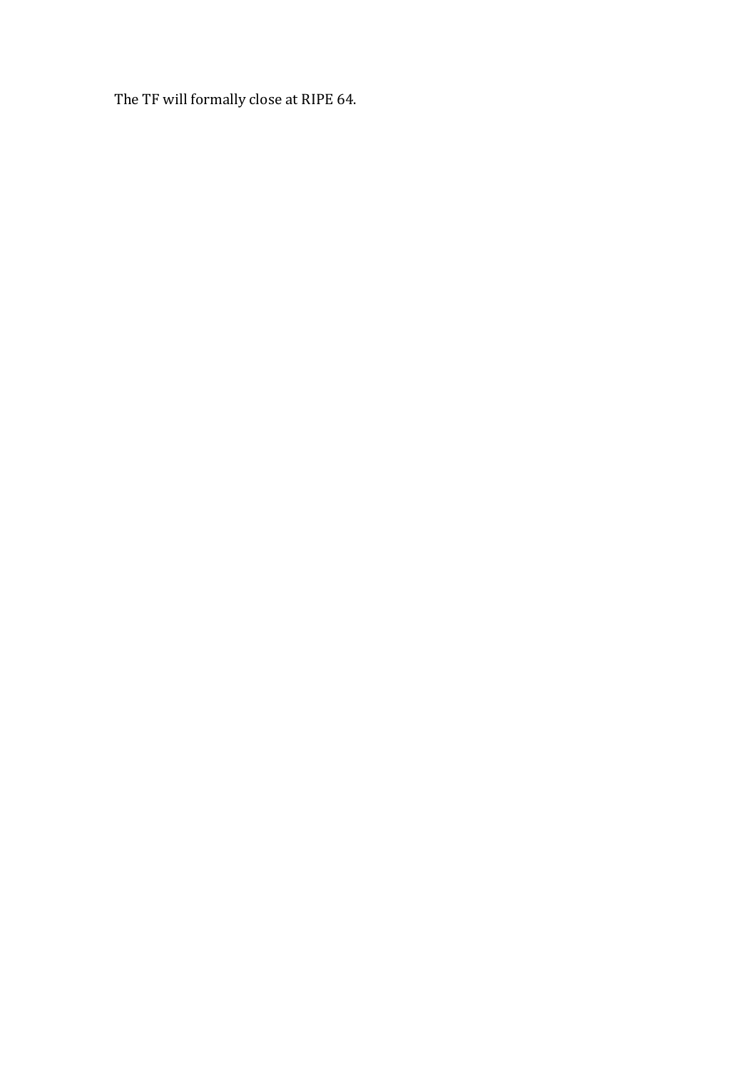The TF will formally close at RIPE 64.